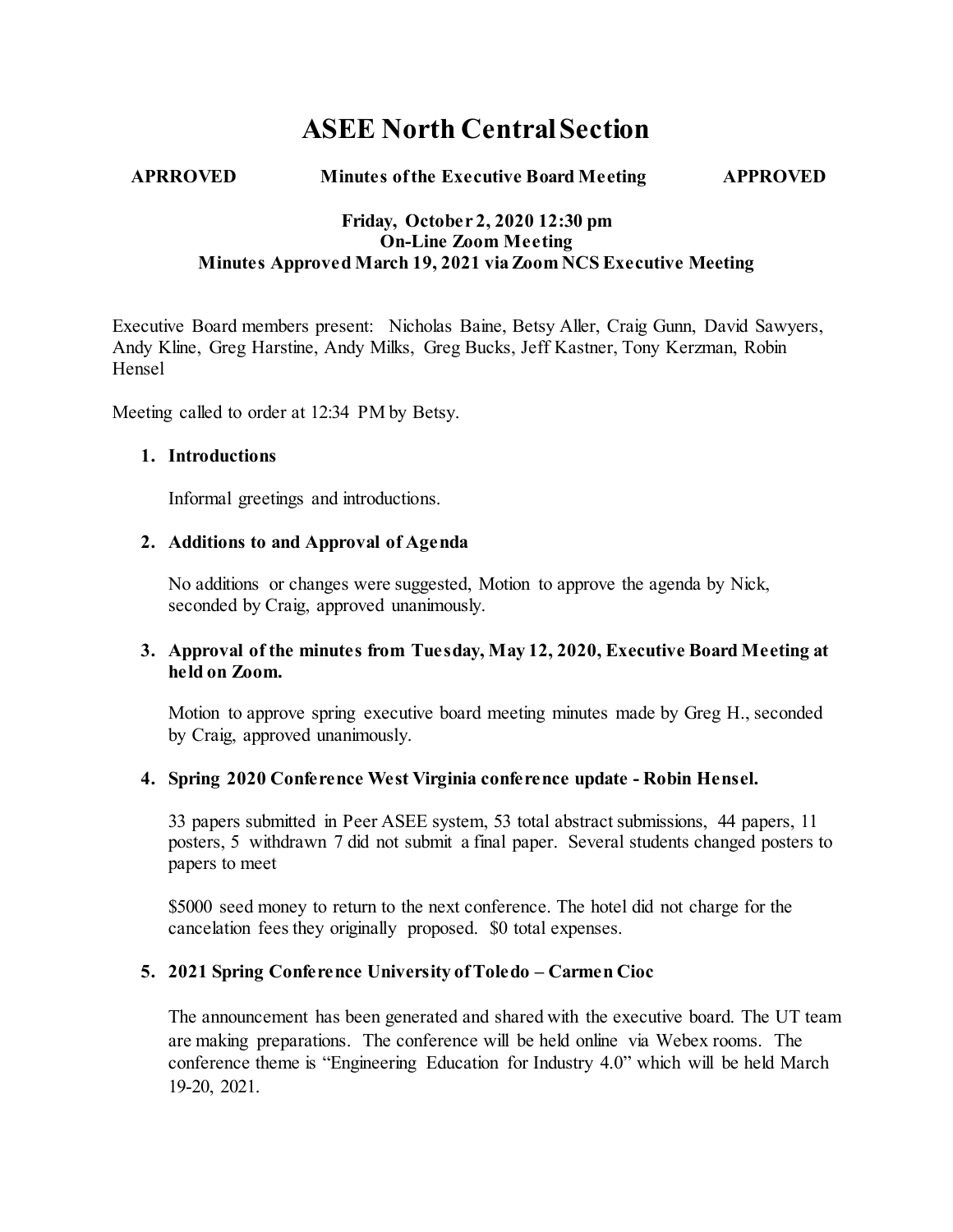# ASEE North Central Section

**APRROVED** **Minutes of the Executive Board Meeting** **APPROVED**

**Friday, October 2, 2020 12:30 pm**
**On-Line Zoom Meeting**
**Minutes Approved March 19, 2021 via Zoom NCS Executive Meeting**

Executive Board members present: Nicholas Baine, Betsy Aller, Craig Gunn, David Sawyers, Andy Kline, Greg Harstine, Andy Milks, Greg Bucks, Jeff Kastner, Tony Kerzman, Robin Hensel

Meeting called to order at 12:34 PM by Betsy.

1. **Introductions**

   Informal greetings and introductions.

2. **Additions to and Approval of Agenda**

   No additions or changes were suggested, Motion to approve the agenda by Nick, seconded by Craig, approved unanimously.

3. **Approval of the minutes from Tuesday, May 12, 2020, Executive Board Meeting at held on Zoom.**

   Motion to approve spring executive board meeting minutes made by Greg H., seconded by Craig, approved unanimously.

4. **Spring 2020 Conference West Virginia conference update - Robin Hensel.**

   33 papers submitted in Peer ASEE system, 53 total abstract submissions, 44 papers, 11 posters, 5 withdrawn 7 did not submit a final paper. Several students changed posters to papers to meet

   $5000 seed money to return to the next conference. The hotel did not charge for the cancelation fees they originally proposed. $0 total expenses.

5. **2021 Spring Conference University of Toledo – Carmen Cioc**

   The announcement has been generated and shared with the executive board. The UT team are making preparations. The conference will be held online via Webex rooms. The conference theme is "Engineering Education for Industry 4.0" which will be held March 19-20, 2021.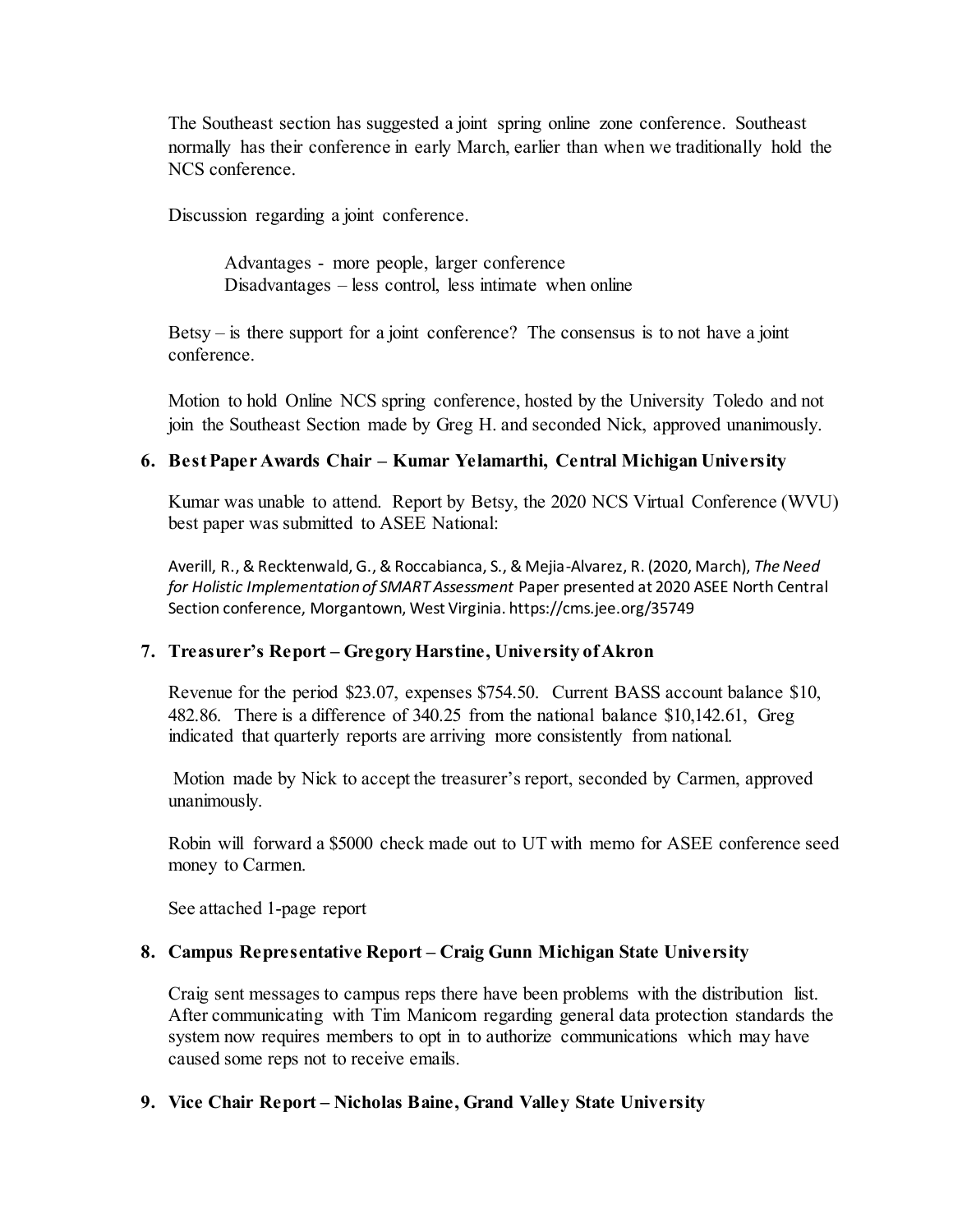The Southeast section has suggested a joint spring online zone conference. Southeast normally has their conference in early March, earlier than when we traditionally hold the NCS conference.

Discussion regarding a joint conference.

> Advantages - more people, larger conference
> Disadvantages – less control, less intimate when online

Betsy – is there support for a joint conference? The consensus is to not have a joint conference.

Motion to hold Online NCS spring conference, hosted by the University Toledo and not join the Southeast Section made by Greg H. and seconded Nick, approved unanimously.

**6. Best Paper Awards Chair – Kumar Yelamarthi, Central Michigan University**

Kumar was unable to attend. Report by Betsy, the 2020 NCS Virtual Conference (WVU) best paper was submitted to ASEE National:

Averill, R., & Recktenwald, G., & Roccabianca, S., & Mejia-Alvarez, R. (2020, March), *The Need for Holistic Implementation of SMART Assessment* Paper presented at 2020 ASEE North Central Section conference, Morgantown, West Virginia. https://cms.jee.org/35749

**7. Treasurer's Report – Gregory Harstine, University of Akron**

Revenue for the period $23.07, expenses $754.50. Current BASS account balance $10, 482.86. There is a difference of 340.25 from the national balance $10,142.61, Greg indicated that quarterly reports are arriving more consistently from national.

Motion made by Nick to accept the treasurer's report, seconded by Carmen, approved unanimously.

Robin will forward a $5000 check made out to UT with memo for ASEE conference seed money to Carmen.

See attached 1-page report

**8. Campus Representative Report – Craig Gunn Michigan State University**

Craig sent messages to campus reps there have been problems with the distribution list. After communicating with Tim Manicom regarding general data protection standards the system now requires members to opt in to authorize communications which may have caused some reps not to receive emails.

**9. Vice Chair Report – Nicholas Baine, Grand Valley State University**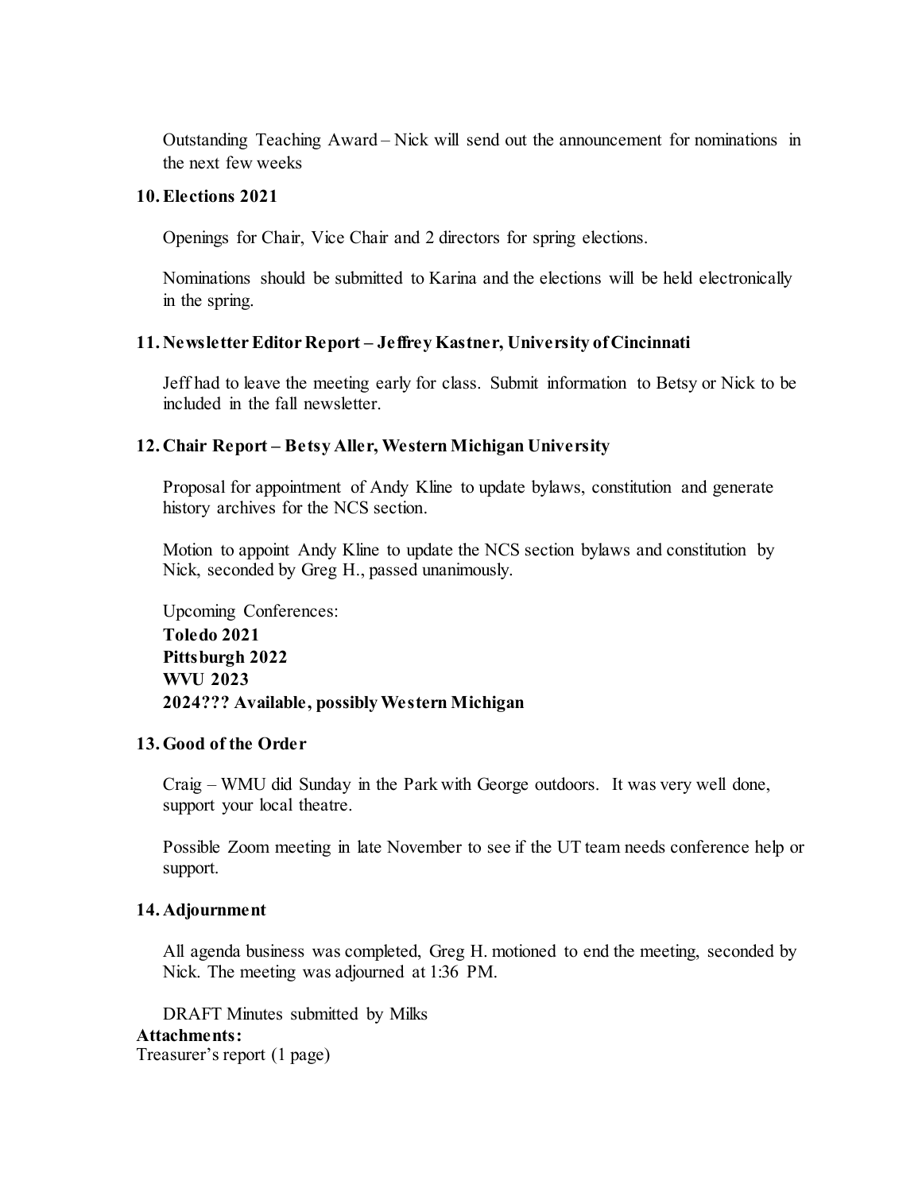Outstanding Teaching Award – Nick will send out the announcement for nominations in the next few weeks

### 10. Elections 2021

Openings for Chair, Vice Chair and 2 directors for spring elections.

Nominations should be submitted to Karina and the elections will be held electronically in the spring.

### 11. Newsletter Editor Report – Jeffrey Kastner, University of Cincinnati

Jeff had to leave the meeting early for class. Submit information to Betsy or Nick to be included in the fall newsletter.

### 12. Chair Report – Betsy Aller, Western Michigan University

Proposal for appointment of Andy Kline to update bylaws, constitution and generate history archives for the NCS section.

Motion to appoint Andy Kline to update the NCS section bylaws and constitution by Nick, seconded by Greg H., passed unanimously.

Upcoming Conferences:
**Toledo 2021**
**Pittsburgh 2022**
**WVU 2023**
**2024??? Available, possibly Western Michigan**

### 13. Good of the Order

Craig – WMU did Sunday in the Park with George outdoors. It was very well done, support your local theatre.

Possible Zoom meeting in late November to see if the UT team needs conference help or support.

### 14. Adjournment

All agenda business was completed, Greg H. motioned to end the meeting, seconded by Nick. The meeting was adjourned at 1:36 PM.

DRAFT Minutes submitted by Milks

**Attachments:**
Treasurer's report (1 page)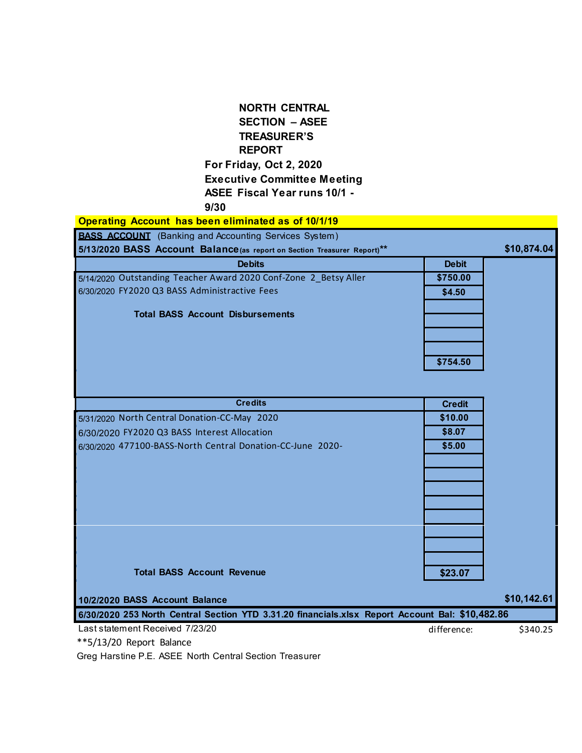**NORTH CENTRAL SECTION – ASEE TREASURER'S REPORT**

**For Friday, Oct 2, 2020**
**Executive Committee Meeting**
**ASEE Fiscal Year runs 10/1 - 9/30**

**Operating Account has been eliminated as of 10/1/19**

| | | |
|---|---|---|
| **BASS ACCOUNT** (Banking and Accounting Services System) | | |
| **5/13/2020 BASS Account Balance** (as report on Section Treasurer Report)** | | **$10,874.04** |
| **Debits** | **Debit** | |
| 5/14/2020 Outstanding Teacher Award 2020 Conf-Zone 2_Betsy Aller | **$750.00** | |
| 6/30/2020 FY2020 Q3 BASS Administractive Fees | **$4.50** | |
| **Total BASS Account Disbursements** | **$754.50** | |
| **Credits** | **Credit** | |
| 5/31/2020 North Central Donation-CC-May 2020 | **$10.00** | |
| 6/30/2020 FY2020 Q3 BASS Interest Allocation | **$8.07** | |
| 6/30/2020 477100-BASS-North Central Donation-CC-June 2020- | **$5.00** | |
| **Total BASS Account Revenue** | **$23.07** | |
| **10/2/2020 BASS Account Balance** | | **$10,142.61** |
| **6/30/2020 253 North Central Section YTD 3.31.20 financials.xlsx Report Account Bal: $10,482.86** | | |

Last statement Received 7/23/20 — difference: $340.25

**5/13/20 Report Balance

Greg Harstine P.E. ASEE North Central Section Treasurer